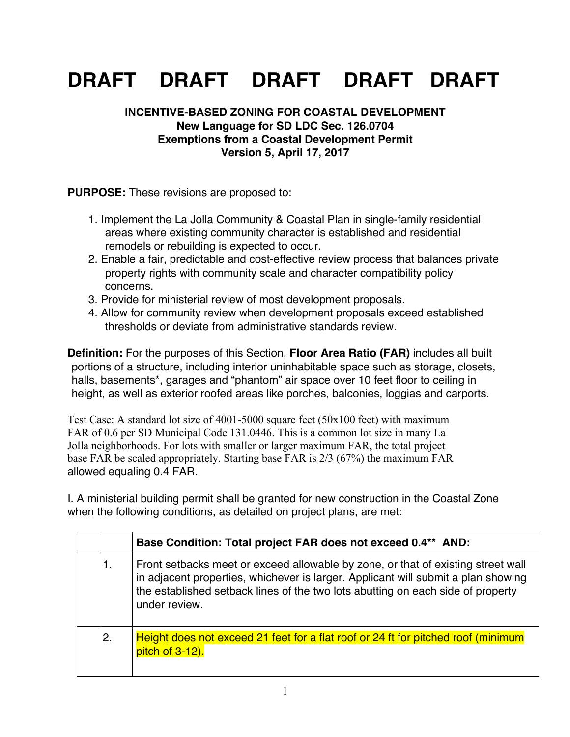# DRAFT DRAFT DRAFT DRAFT DRAFT

**INCENTIVE-BASED ZONING FOR COASTAL DEVELOPMENT**
**New Language for SD LDC Sec. 126.0704**
**Exemptions from a Coastal Development Permit**
**Version 5, April 17, 2017**

**PURPOSE:** These revisions are proposed to:

1. Implement the La Jolla Community & Coastal Plan in single-family residential areas where existing community character is established and residential remodels or rebuilding is expected to occur.
2. Enable a fair, predictable and cost-effective review process that balances private property rights with community scale and character compatibility policy concerns.
3. Provide for ministerial review of most development proposals.
4. Allow for community review when development proposals exceed established thresholds or deviate from administrative standards review.

**Definition:** For the purposes of this Section, **Floor Area Ratio (FAR)** includes all built portions of a structure, including interior uninhabitable space such as storage, closets, halls, basements*, garages and "phantom" air space over 10 feet floor to ceiling in height, as well as exterior roofed areas like porches, balconies, loggias and carports.

Test Case: A standard lot size of 4001-5000 square feet (50x100 feet) with maximum FAR of 0.6 per SD Municipal Code 131.0446. This is a common lot size in many La Jolla neighborhoods. For lots with smaller or larger maximum FAR, the total project base FAR be scaled appropriately. Starting base FAR is 2/3 (67%) the maximum FAR allowed equaling 0.4 FAR.

I. A ministerial building permit shall be granted for new construction in the Coastal Zone when the following conditions, as detailed on project plans, are met:

| | | **Base Condition: Total project FAR does not exceed 0.4\*\* AND:** |
|---|---|---|
| | 1. | Front setbacks meet or exceed allowable by zone, or that of existing street wall in adjacent properties, whichever is larger. Applicant will submit a plan showing the established setback lines of the two lots abutting on each side of property under review. |
| | 2. | Height does not exceed 21 feet for a flat roof or 24 ft for pitched roof (minimum pitch of 3-12). |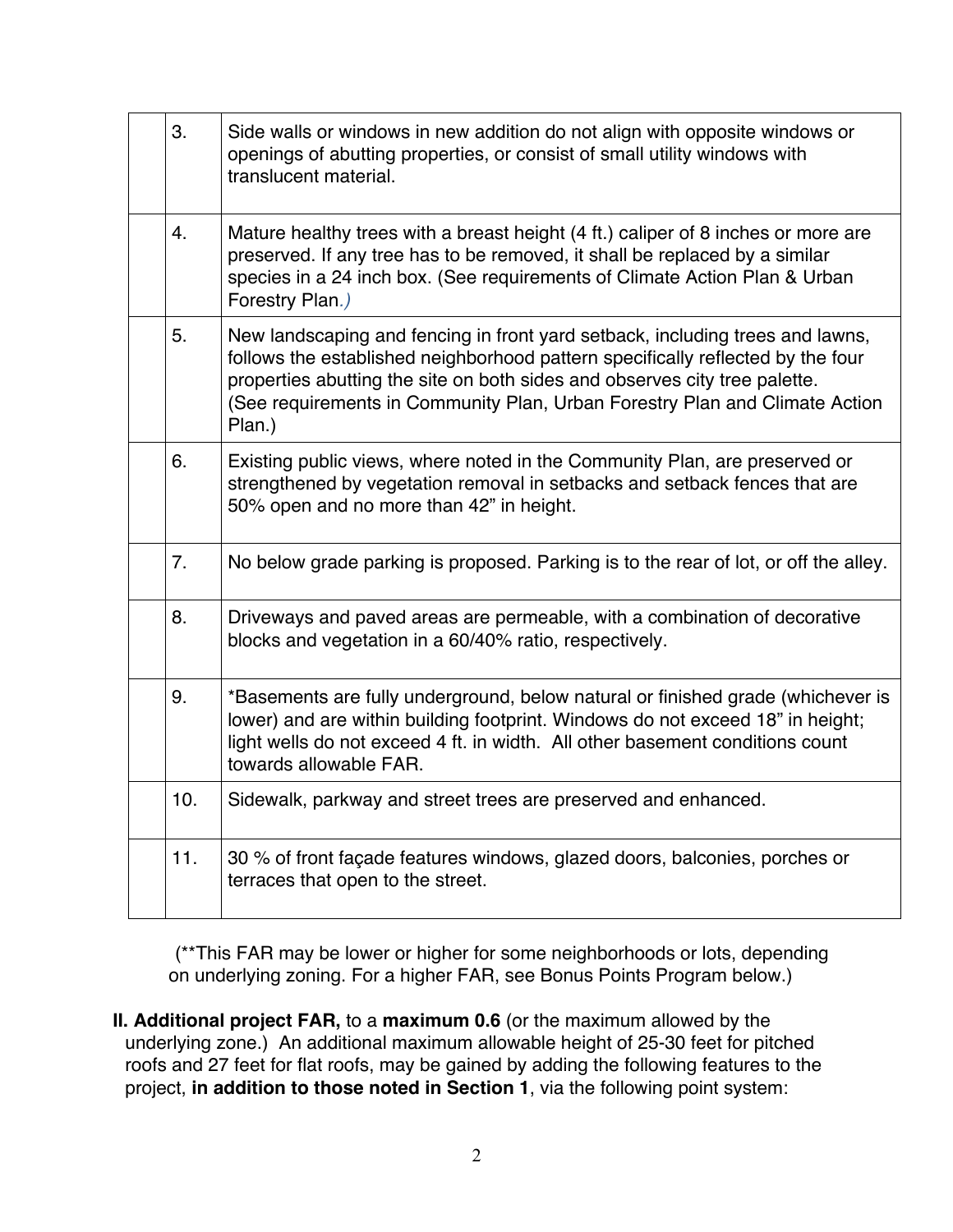| | | |
|---|---|---|
| | 3. | Side walls or windows in new addition do not align with opposite windows or openings of abutting properties, or consist of small utility windows with translucent material. |
| | 4. | Mature healthy trees with a breast height (4 ft.) caliper of 8 inches or more are preserved. If any tree has to be removed, it shall be replaced by a similar species in a 24 inch box. (See requirements of Climate Action Plan & Urban Forestry Plan.) |
| | 5. | New landscaping and fencing in front yard setback, including trees and lawns, follows the established neighborhood pattern specifically reflected by the four properties abutting the site on both sides and observes city tree palette. (See requirements in Community Plan, Urban Forestry Plan and Climate Action Plan.) |
| | 6. | Existing public views, where noted in the Community Plan, are preserved or strengthened by vegetation removal in setbacks and setback fences that are 50% open and no more than 42" in height. |
| | 7. | No below grade parking is proposed. Parking is to the rear of lot, or off the alley. |
| | 8. | Driveways and paved areas are permeable, with a combination of decorative blocks and vegetation in a 60/40% ratio, respectively. |
| | 9. | *Basements are fully underground, below natural or finished grade (whichever is lower) and are within building footprint. Windows do not exceed 18" in height; light wells do not exceed 4 ft. in width. All other basement conditions count towards allowable FAR. |
| | 10. | Sidewalk, parkway and street trees are preserved and enhanced. |
| | 11. | 30 % of front façade features windows, glazed doors, balconies, porches or terraces that open to the street. |

(**This FAR may be lower or higher for some neighborhoods or lots, depending on underlying zoning. For a higher FAR, see Bonus Points Program below.)

**II. Additional project FAR,** to a **maximum 0.6** (or the maximum allowed by the underlying zone.) An additional maximum allowable height of 25-30 feet for pitched roofs and 27 feet for flat roofs, may be gained by adding the following features to the project, **in addition to those noted in Section 1**, via the following point system: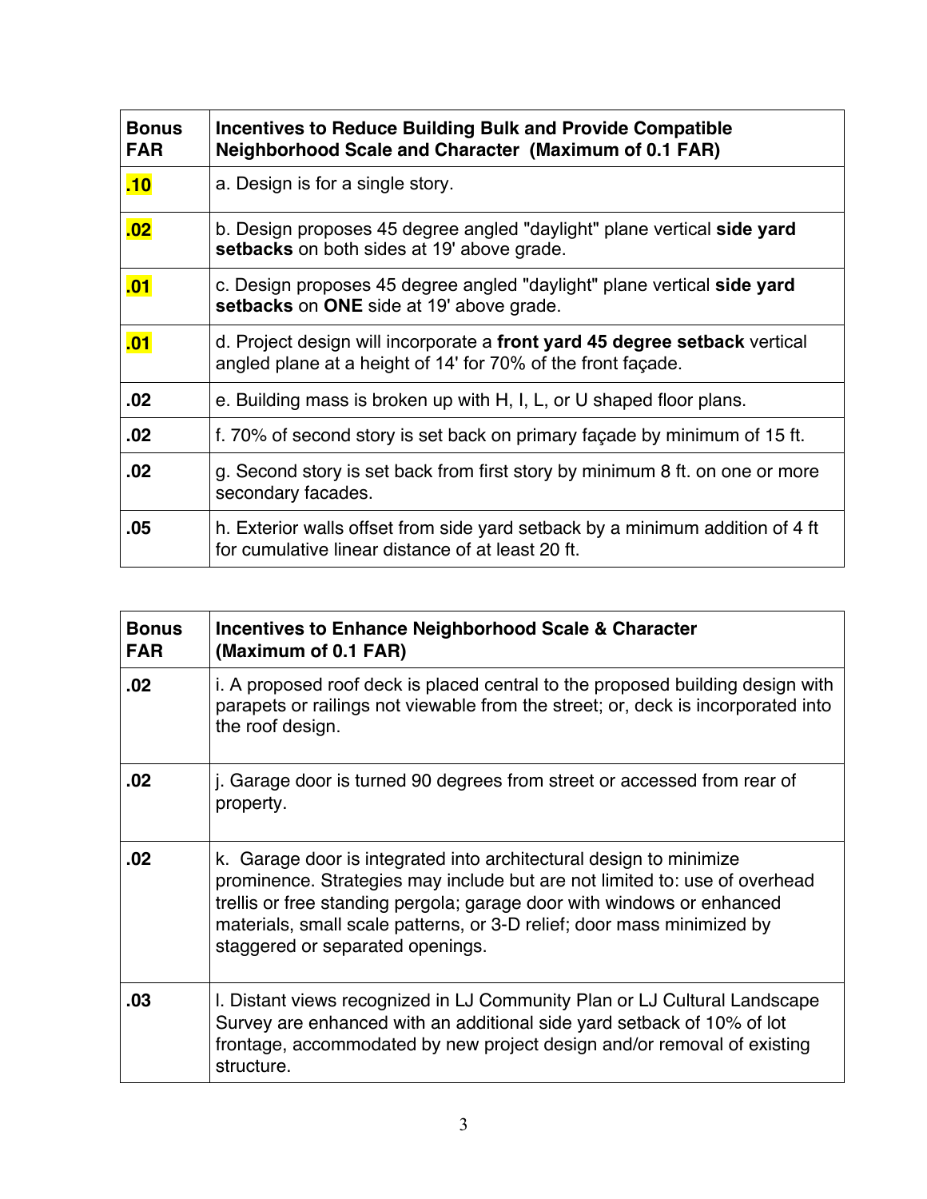| Bonus FAR | Incentives to Reduce Building Bulk and Provide Compatible Neighborhood Scale and Character (Maximum of 0.1 FAR) |
|---|---|
| .10 | a. Design is for a single story. |
| .02 | b. Design proposes 45 degree angled "daylight" plane vertical **side yard setbacks** on both sides at 19' above grade. |
| .01 | c. Design proposes 45 degree angled "daylight" plane vertical **side yard setbacks** on **ONE** side at 19' above grade. |
| .01 | d. Project design will incorporate a **front yard 45 degree setback** vertical angled plane at a height of 14' for 70% of the front façade. |
| .02 | e. Building mass is broken up with H, I, L, or U shaped floor plans. |
| .02 | f. 70% of second story is set back on primary façade by minimum of 15 ft. |
| .02 | g. Second story is set back from first story by minimum 8 ft. on one or more secondary facades. |
| .05 | h. Exterior walls offset from side yard setback by a minimum addition of 4 ft for cumulative linear distance of at least 20 ft. |

| Bonus FAR | Incentives to Enhance Neighborhood Scale & Character (Maximum of 0.1 FAR) |
|---|---|
| .02 | i. A proposed roof deck is placed central to the proposed building design with parapets or railings not viewable from the street; or, deck is incorporated into the roof design. |
| .02 | j. Garage door is turned 90 degrees from street or accessed from rear of property. |
| .02 | k. Garage door is integrated into architectural design to minimize prominence. Strategies may include but are not limited to: use of overhead trellis or free standing pergola; garage door with windows or enhanced materials, small scale patterns, or 3-D relief; door mass minimized by staggered or separated openings. |
| .03 | l. Distant views recognized in LJ Community Plan or LJ Cultural Landscape Survey are enhanced with an additional side yard setback of 10% of lot frontage, accommodated by new project design and/or removal of existing structure. |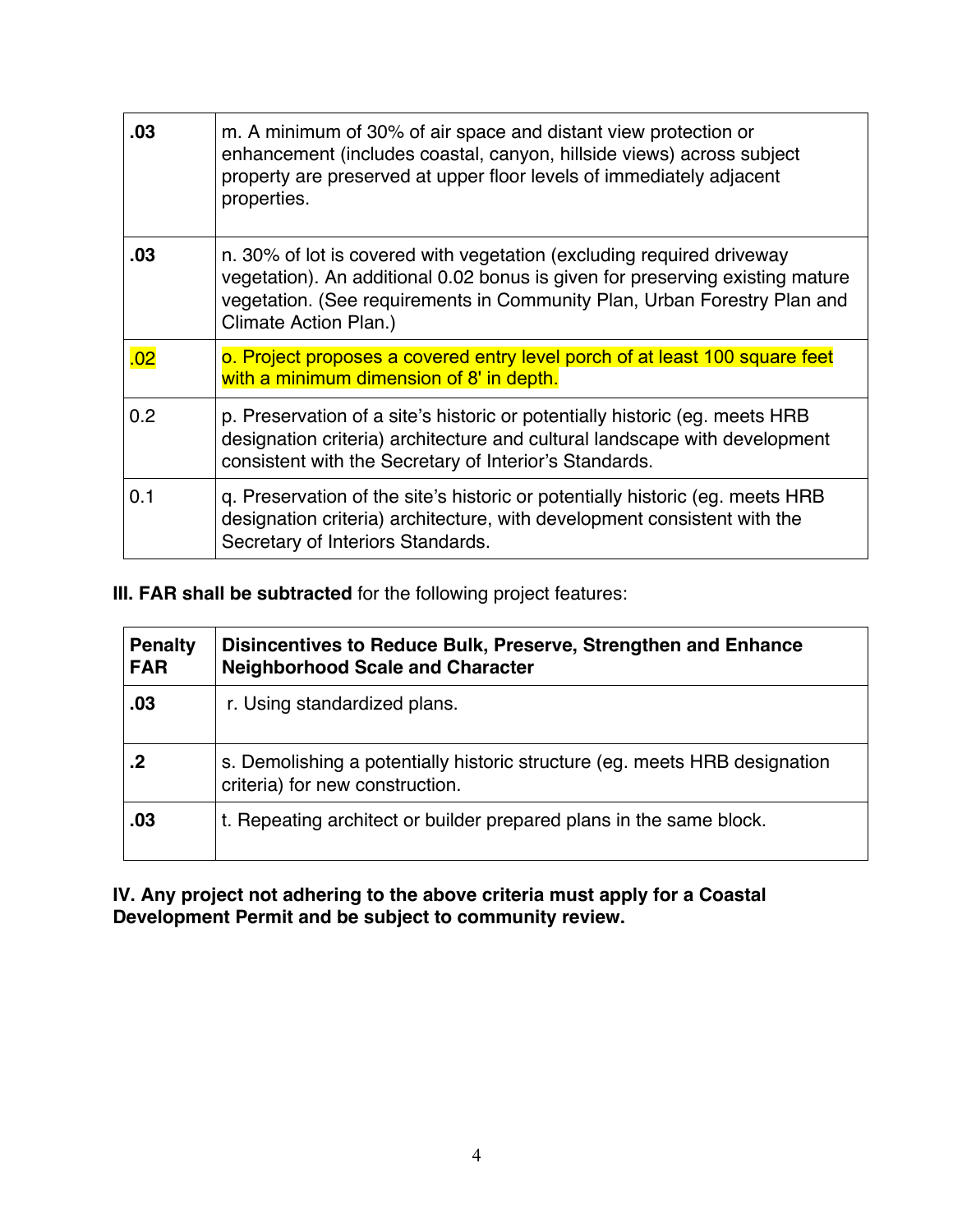| | |
|---|---|
| **.03** | m. A minimum of 30% of air space and distant view protection or enhancement (includes coastal, canyon, hillside views) across subject property are preserved at upper floor levels of immediately adjacent properties. |
| **.03** | n. 30% of lot is covered with vegetation (excluding required driveway vegetation). An additional 0.02 bonus is given for preserving existing mature vegetation. (See requirements in Community Plan, Urban Forestry Plan and Climate Action Plan.) |
| .02 | o. Project proposes a covered entry level porch of at least 100 square feet with a minimum dimension of 8' in depth. |
| 0.2 | p. Preservation of a site's historic or potentially historic (eg. meets HRB designation criteria) architecture and cultural landscape with development consistent with the Secretary of Interior's Standards. |
| 0.1 | q. Preservation of the site's historic or potentially historic (eg. meets HRB designation criteria) architecture, with development consistent with the Secretary of Interiors Standards. |

**III. FAR shall be subtracted** for the following project features:

| **Penalty FAR** | **Disincentives to Reduce Bulk, Preserve, Strengthen and Enhance Neighborhood Scale and Character** |
|---|---|
| **.03** | r. Using standardized plans. |
| **.2** | s. Demolishing a potentially historic structure (eg. meets HRB designation criteria) for new construction. |
| **.03** | t. Repeating architect or builder prepared plans in the same block. |

**IV. Any project not adhering to the above criteria must apply for a Coastal Development Permit and be subject to community review.**